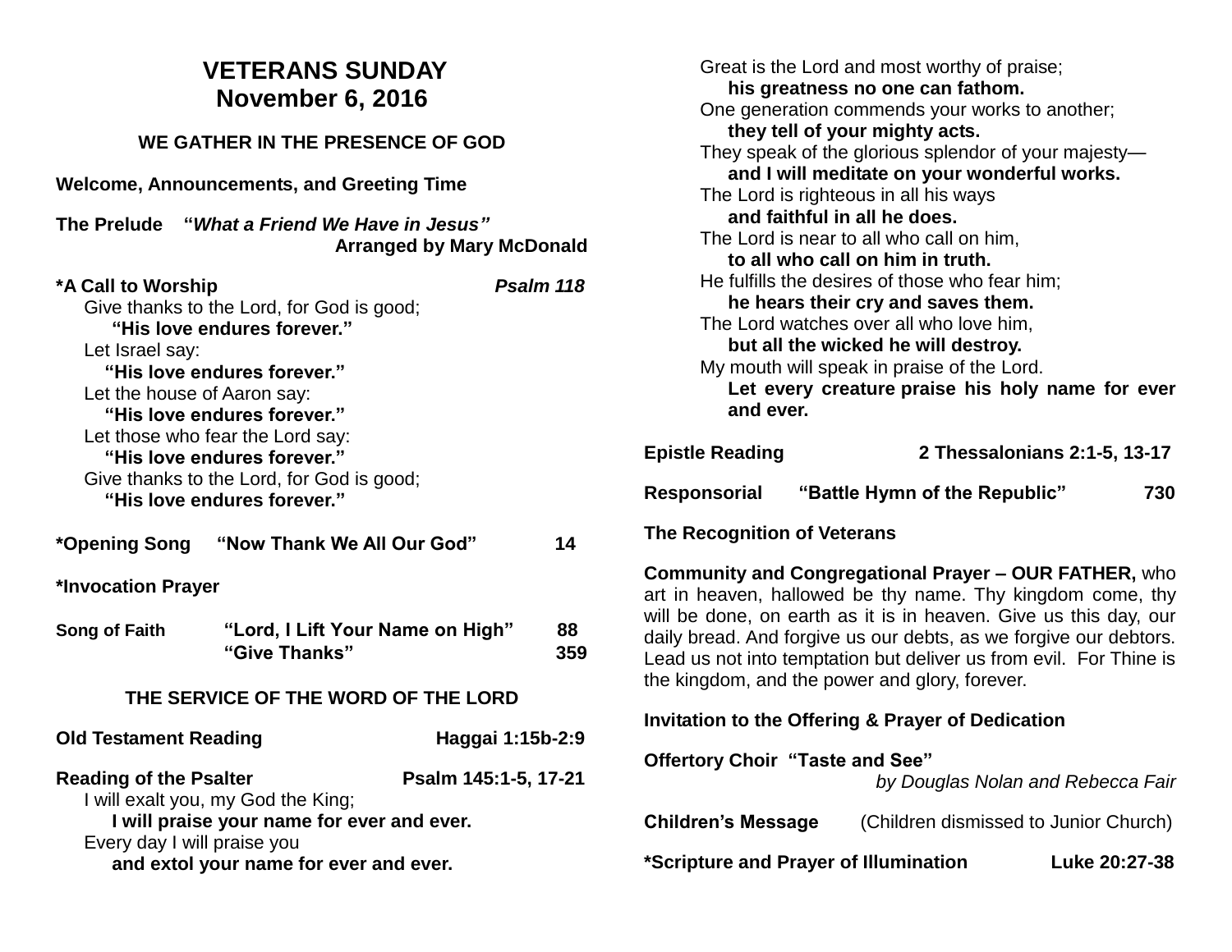# VETERANS SUNDAY
## November 6, 2016

### WE GATHER IN THE PRESENCE OF GOD

**Welcome, Announcements, and Greeting Time**

**The Prelude** ***"What a Friend We Have in Jesus"***
**Arranged by Mary McDonald**

**\*A Call to Worship** ***Psalm 118***

Give thanks to the Lord, for God is good;
**"His love endures forever."**
Let Israel say:
**"His love endures forever."**
Let the house of Aaron say:
**"His love endures forever."**
Let those who fear the Lord say:
**"His love endures forever."**
Give thanks to the Lord, for God is good;
**"His love endures forever."**

**\*Opening Song "Now Thank We All Our God" 14**

**\*Invocation Prayer**

**Song of Faith** **"Lord, I Lift Your Name on High" 88**
**"Give Thanks" 359**

### THE SERVICE OF THE WORD OF THE LORD

**Old Testament Reading Haggai 1:15b-2:9**

**Reading of the Psalter Psalm 145:1-5, 17-21**

I will exalt you, my God the King;
**I will praise your name for ever and ever.**
Every day I will praise you
**and extol your name for ever and ever.**
Great is the Lord and most worthy of praise;
**his greatness no one can fathom.**
One generation commends your works to another;
**they tell of your mighty acts.**
They speak of the glorious splendor of your majesty—
**and I will meditate on your wonderful works.**
The Lord is righteous in all his ways
**and faithful in all he does.**
The Lord is near to all who call on him,
**to all who call on him in truth.**
He fulfills the desires of those who fear him;
**he hears their cry and saves them.**
The Lord watches over all who love him,
**but all the wicked he will destroy.**
My mouth will speak in praise of the Lord.
**Let every creature praise his holy name for ever and ever.**

**Epistle Reading 2 Thessalonians 2:1-5, 13-17**

**Responsorial "Battle Hymn of the Republic" 730**

**The Recognition of Veterans**

**Community and Congregational Prayer – OUR FATHER,** who art in heaven, hallowed be thy name. Thy kingdom come, thy will be done, on earth as it is in heaven. Give us this day, our daily bread. And forgive us our debts, as we forgive our debtors. Lead us not into temptation but deliver us from evil. For Thine is the kingdom, and the power and glory, forever.

**Invitation to the Offering & Prayer of Dedication**

**Offertory Choir "Taste and See"**
*by Douglas Nolan and Rebecca Fair*

**Children's Message** (Children dismissed to Junior Church)

**\*Scripture and Prayer of Illumination Luke 20:27-38**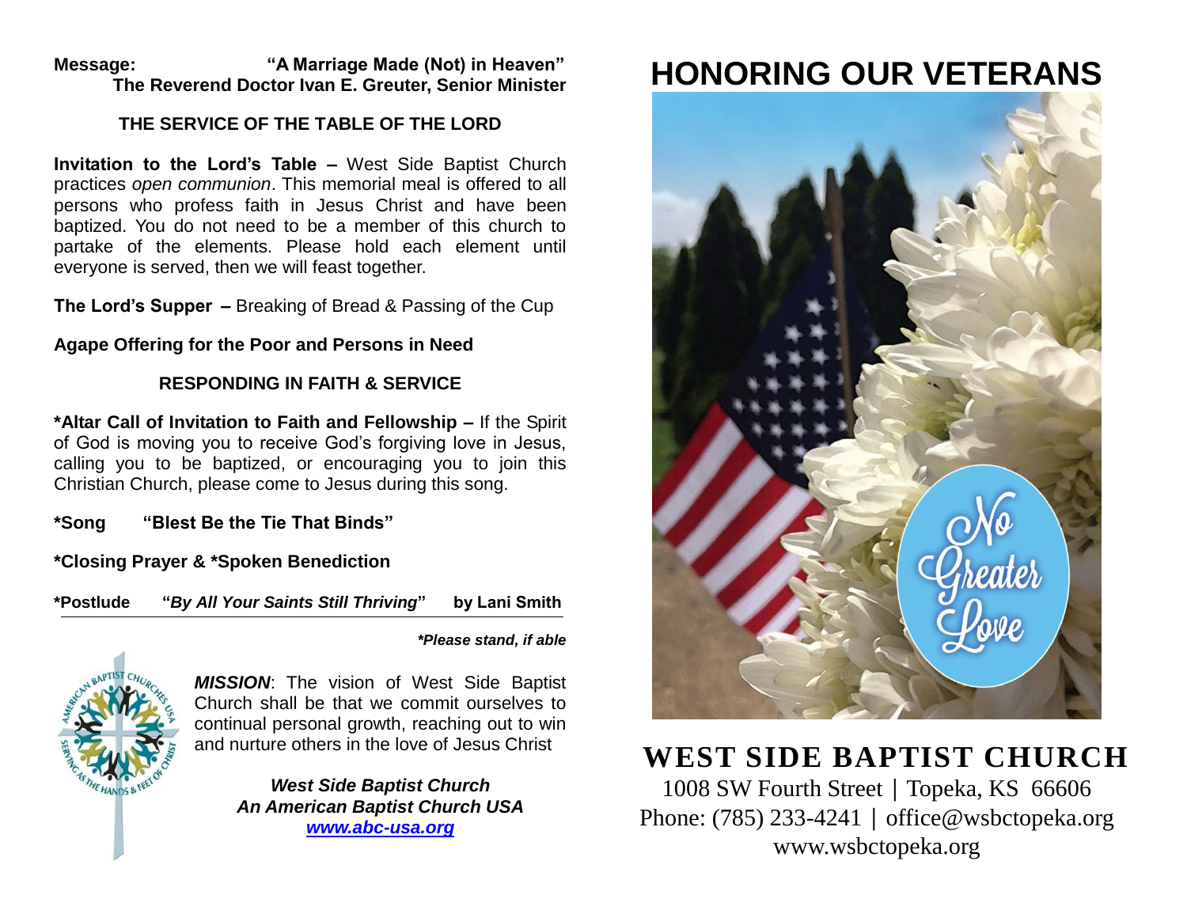**Message:** **"A Marriage Made (Not) in Heaven"**
**The Reverend Doctor Ivan E. Greuter, Senior Minister**

## THE SERVICE OF THE TABLE OF THE LORD

**Invitation to the Lord's Table –** West Side Baptist Church practices *open communion*. This memorial meal is offered to all persons who profess faith in Jesus Christ and have been baptized. You do not need to be a member of this church to partake of the elements. Please hold each element until everyone is served, then we will feast together.

**The Lord's Supper –** Breaking of Bread & Passing of the Cup

**Agape Offering for the Poor and Persons in Need**

## RESPONDING IN FAITH & SERVICE

***Altar Call of Invitation to Faith and Fellowship –** If the Spirit of God is moving you to receive God's forgiving love in Jesus, calling you to be baptized, or encouraging you to join this Christian Church, please come to Jesus during this song.

***Song "Blest Be the Tie That Binds"**

***Closing Prayer & *Spoken Benediction**

***Postlude "*By All Your Saints Still Thriving*" by Lani Smith**

***Please stand, if able***

***MISSION***: The vision of West Side Baptist Church shall be that we commit ourselves to continual personal growth, reaching out to win and nurture others in the love of Jesus Christ

***West Side Baptist Church***
***An American Baptist Church USA***
***www.abc-usa.org***

# HONORING OUR VETERANS

No Greater Love

# WEST SIDE BAPTIST CHURCH

1008 SW Fourth Street | Topeka, KS 66606
Phone: (785) 233-4241 | office@wsbctopeka.org
www.wsbctopeka.org